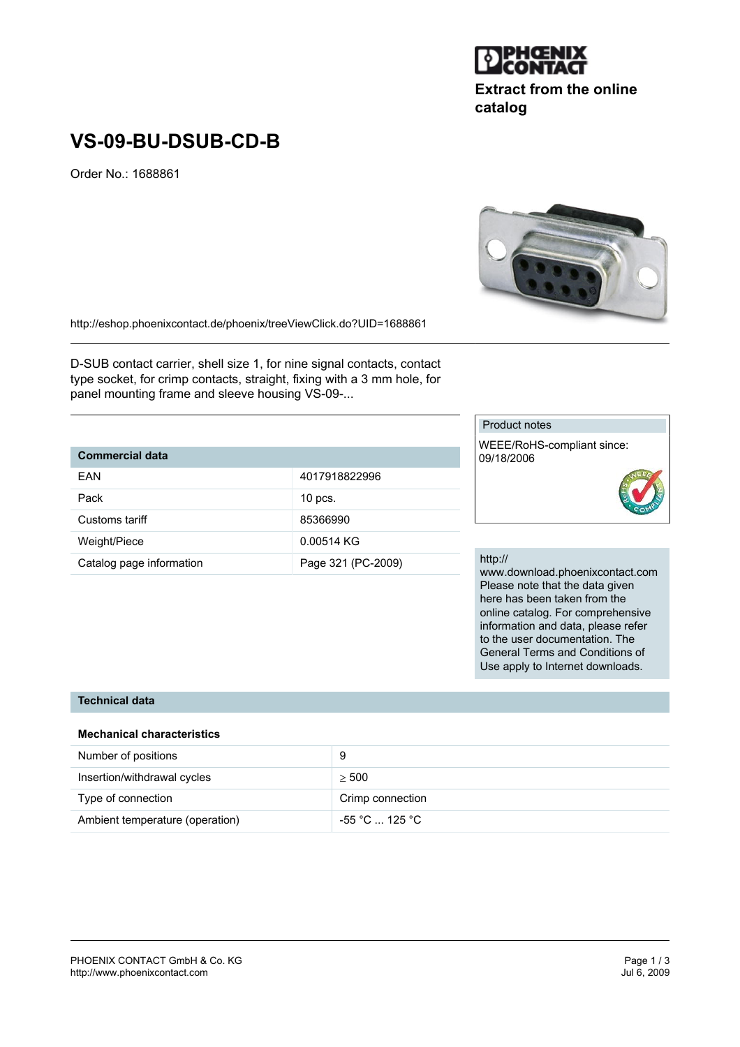Extract from the online catalog

# VS-09-BU-DSUB-CD-B

Order No.: 1688861

http://eshop.phoenixcontact.de/phoenix/treeViewClick.do?UID=1688861

D-SUB contact carrier, shell size 1, for nine signal contacts, contact type socket, for crimp contacts, straight, fixing with a 3 mm hole, for panel mounting frame and sleeve housing VS-09-...

| Commercial data | |
|---|---|
| EAN | 4017918822996 |
| Pack | 10 pcs. |
| Customs tariff | 85366990 |
| Weight/Piece | 0.00514 KG |
| Catalog page information | Page 321 (PC-2009) |

Product notes

WEEE/RoHS-compliant since: 09/18/2006

http://www.download.phoenixcontact.com
Please note that the data given here has been taken from the online catalog. For comprehensive information and data, please refer to the user documentation. The General Terms and Conditions of Use apply to Internet downloads.

## Technical data

### Mechanical characteristics

| | |
|---|---|
| Number of positions | 9 |
| Insertion/withdrawal cycles | $\geq$ 500 |
| Type of connection | Crimp connection |
| Ambient temperature (operation) | -55 °C ... 125 °C |

PHOENIX CONTACT GmbH & Co. KG
http://www.phoenixcontact.com

Jul 6, 2009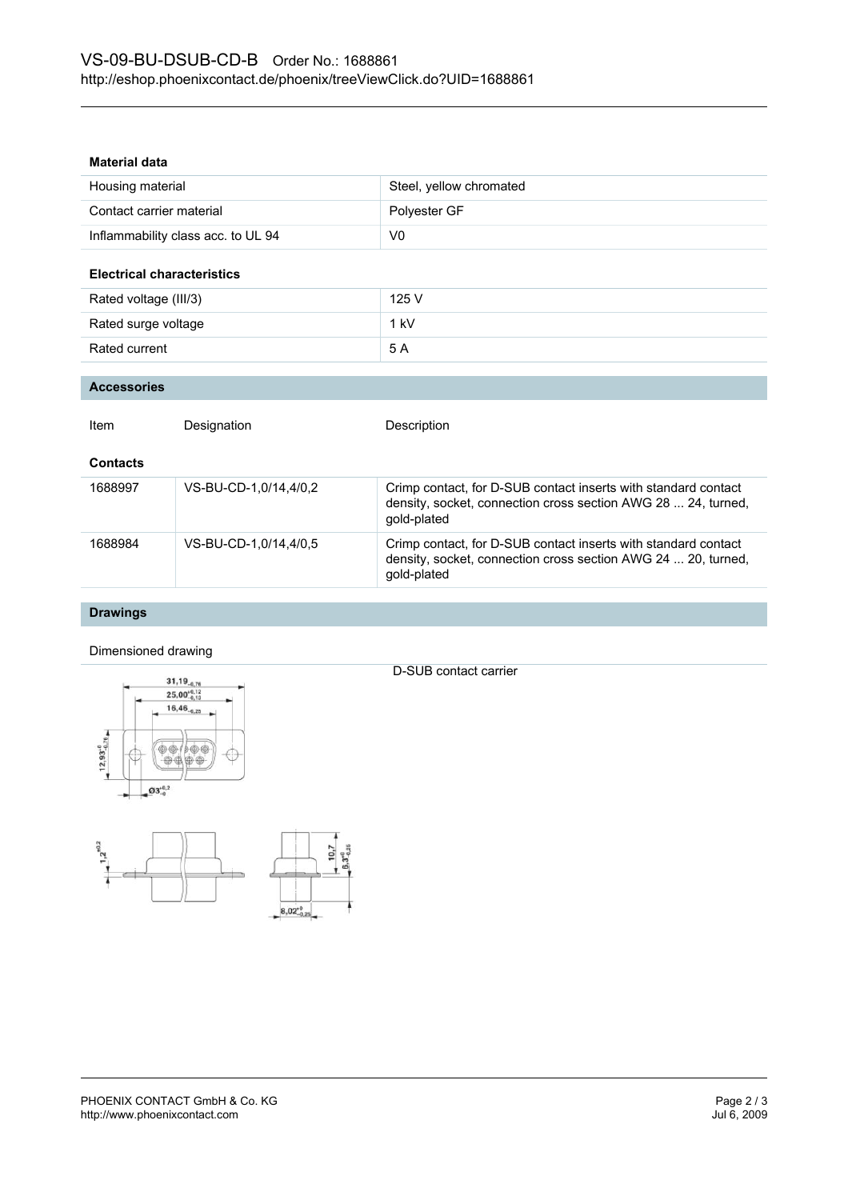### Material data

| | |
|---|---|
| Housing material | Steel, yellow chromated |
| Contact carrier material | Polyester GF |
| Inflammability class acc. to UL 94 | V0 |

### Electrical characteristics

| | |
|---|---|
| Rated voltage (III/3) | 125 V |
| Rated surge voltage | 1 kV |
| Rated current | 5 A |

## Accessories

| Item | Designation | Description |
|---|---|---|
| **Contacts** | | |
| 1688997 | VS-BU-CD-1,0/14,4/0,2 | Crimp contact, for D-SUB contact inserts with standard contact density, socket, connection cross section AWG 28 ... 24, turned, gold-plated |
| 1688984 | VS-BU-CD-1,0/14,4/0,5 | Crimp contact, for D-SUB contact inserts with standard contact density, socket, connection cross section AWG 24 ... 20, turned, gold-plated |

## Drawings

Dimensioned drawing

D-SUB contact carrier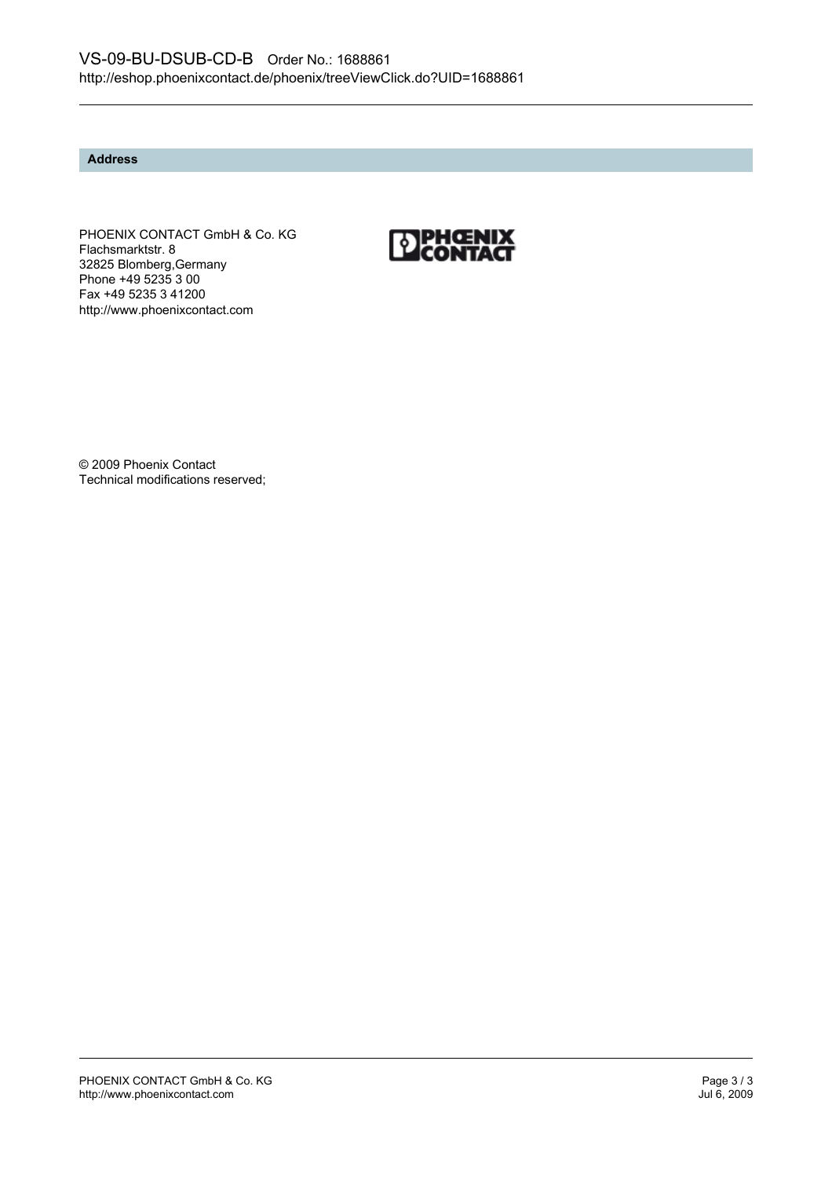## Address

PHOENIX CONTACT GmbH & Co. KG
Flachsmarktstr. 8
32825 Blomberg,Germany
Phone +49 5235 3 00
Fax +49 5235 3 41200
http://www.phoenixcontact.com

© 2009 Phoenix Contact
Technical modifications reserved;